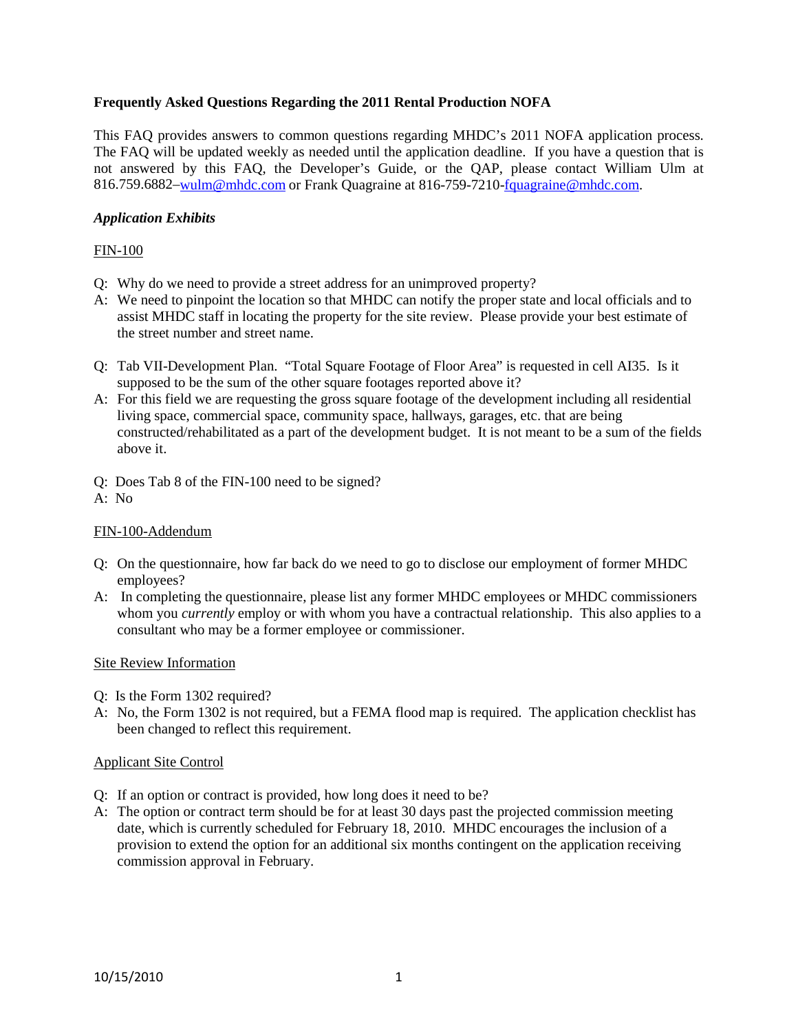**Frequently Asked Questions Regarding the 2011 Rental Production NOFA**

This FAQ provides answers to common questions regarding MHDC's 2011 NOFA application process. The FAQ will be updated weekly as needed until the application deadline. If you have a question that is not answered by this FAQ, the Developer's Guide, or the QAP, please contact William Ulm at 816.759.6882–wulm@mhdc.com or Frank Quagraine at 816-759-7210-fquagraine@mhdc.com.

***Application Exhibits***

FIN-100

Q: Why do we need to provide a street address for an unimproved property?

A: We need to pinpoint the location so that MHDC can notify the proper state and local officials and to assist MHDC staff in locating the property for the site review. Please provide your best estimate of the street number and street name.

Q: Tab VII-Development Plan. "Total Square Footage of Floor Area" is requested in cell AI35. Is it supposed to be the sum of the other square footages reported above it?

A: For this field we are requesting the gross square footage of the development including all residential living space, commercial space, community space, hallways, garages, etc. that are being constructed/rehabilitated as a part of the development budget. It is not meant to be a sum of the fields above it.

Q: Does Tab 8 of the FIN-100 need to be signed?

A: No

FIN-100-Addendum

Q: On the questionnaire, how far back do we need to go to disclose our employment of former MHDC employees?

A: In completing the questionnaire, please list any former MHDC employees or MHDC commissioners whom you *currently* employ or with whom you have a contractual relationship. This also applies to a consultant who may be a former employee or commissioner.

Site Review Information

Q: Is the Form 1302 required?

A: No, the Form 1302 is not required, but a FEMA flood map is required. The application checklist has been changed to reflect this requirement.

Applicant Site Control

Q: If an option or contract is provided, how long does it need to be?

A: The option or contract term should be for at least 30 days past the projected commission meeting date, which is currently scheduled for February 18, 2010. MHDC encourages the inclusion of a provision to extend the option for an additional six months contingent on the application receiving commission approval in February.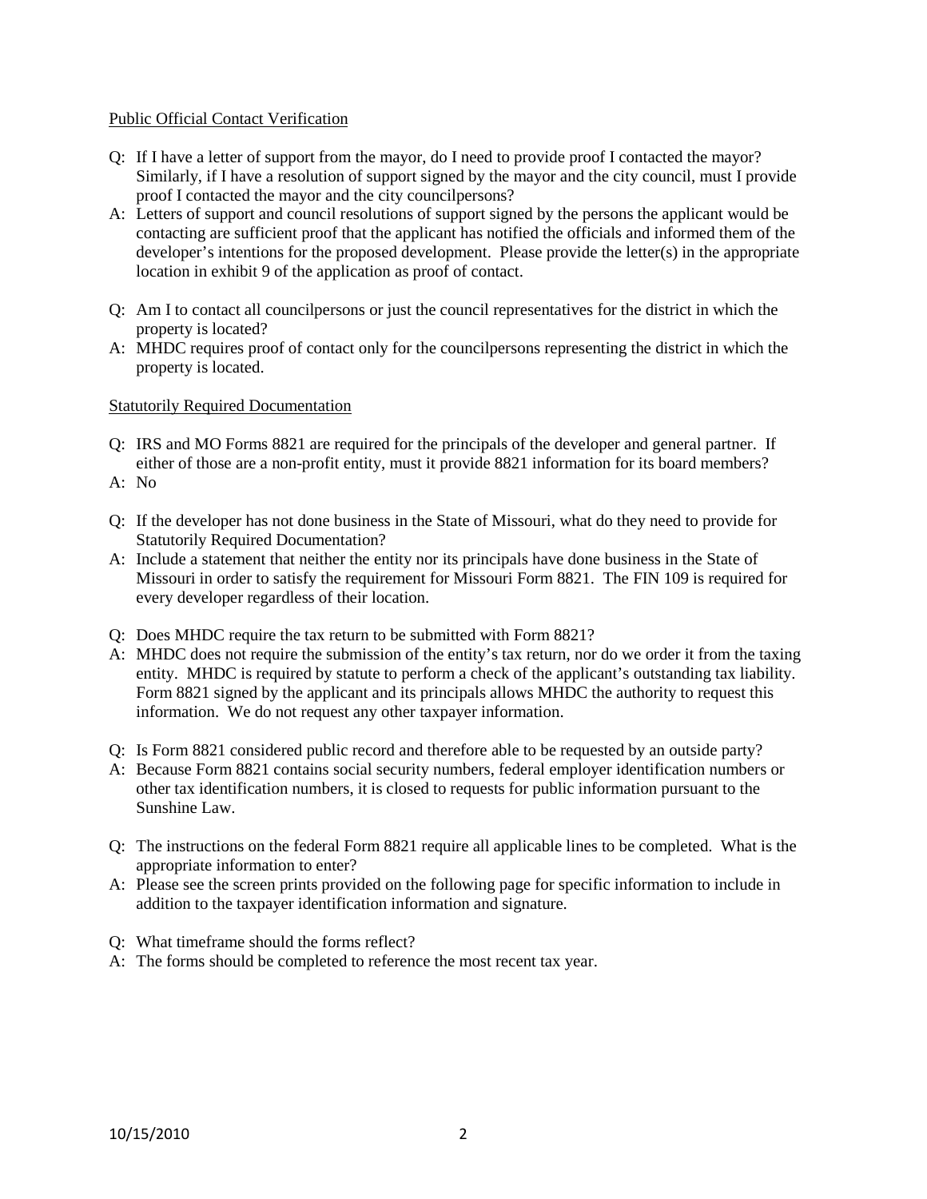## Public Official Contact Verification

Q: If I have a letter of support from the mayor, do I need to provide proof I contacted the mayor? Similarly, if I have a resolution of support signed by the mayor and the city council, must I provide proof I contacted the mayor and the city councilpersons?

A: Letters of support and council resolutions of support signed by the persons the applicant would be contacting are sufficient proof that the applicant has notified the officials and informed them of the developer's intentions for the proposed development. Please provide the letter(s) in the appropriate location in exhibit 9 of the application as proof of contact.

Q: Am I to contact all councilpersons or just the council representatives for the district in which the property is located?

A: MHDC requires proof of contact only for the councilpersons representing the district in which the property is located.

## Statutorily Required Documentation

Q: IRS and MO Forms 8821 are required for the principals of the developer and general partner. If either of those are a non-profit entity, must it provide 8821 information for its board members?

A: No

Q: If the developer has not done business in the State of Missouri, what do they need to provide for Statutorily Required Documentation?

A: Include a statement that neither the entity nor its principals have done business in the State of Missouri in order to satisfy the requirement for Missouri Form 8821. The FIN 109 is required for every developer regardless of their location.

Q: Does MHDC require the tax return to be submitted with Form 8821?

A: MHDC does not require the submission of the entity's tax return, nor do we order it from the taxing entity. MHDC is required by statute to perform a check of the applicant's outstanding tax liability. Form 8821 signed by the applicant and its principals allows MHDC the authority to request this information. We do not request any other taxpayer information.

Q: Is Form 8821 considered public record and therefore able to be requested by an outside party?

A: Because Form 8821 contains social security numbers, federal employer identification numbers or other tax identification numbers, it is closed to requests for public information pursuant to the Sunshine Law.

Q: The instructions on the federal Form 8821 require all applicable lines to be completed. What is the appropriate information to enter?

A: Please see the screen prints provided on the following page for specific information to include in addition to the taxpayer identification information and signature.

Q: What timeframe should the forms reflect?

A: The forms should be completed to reference the most recent tax year.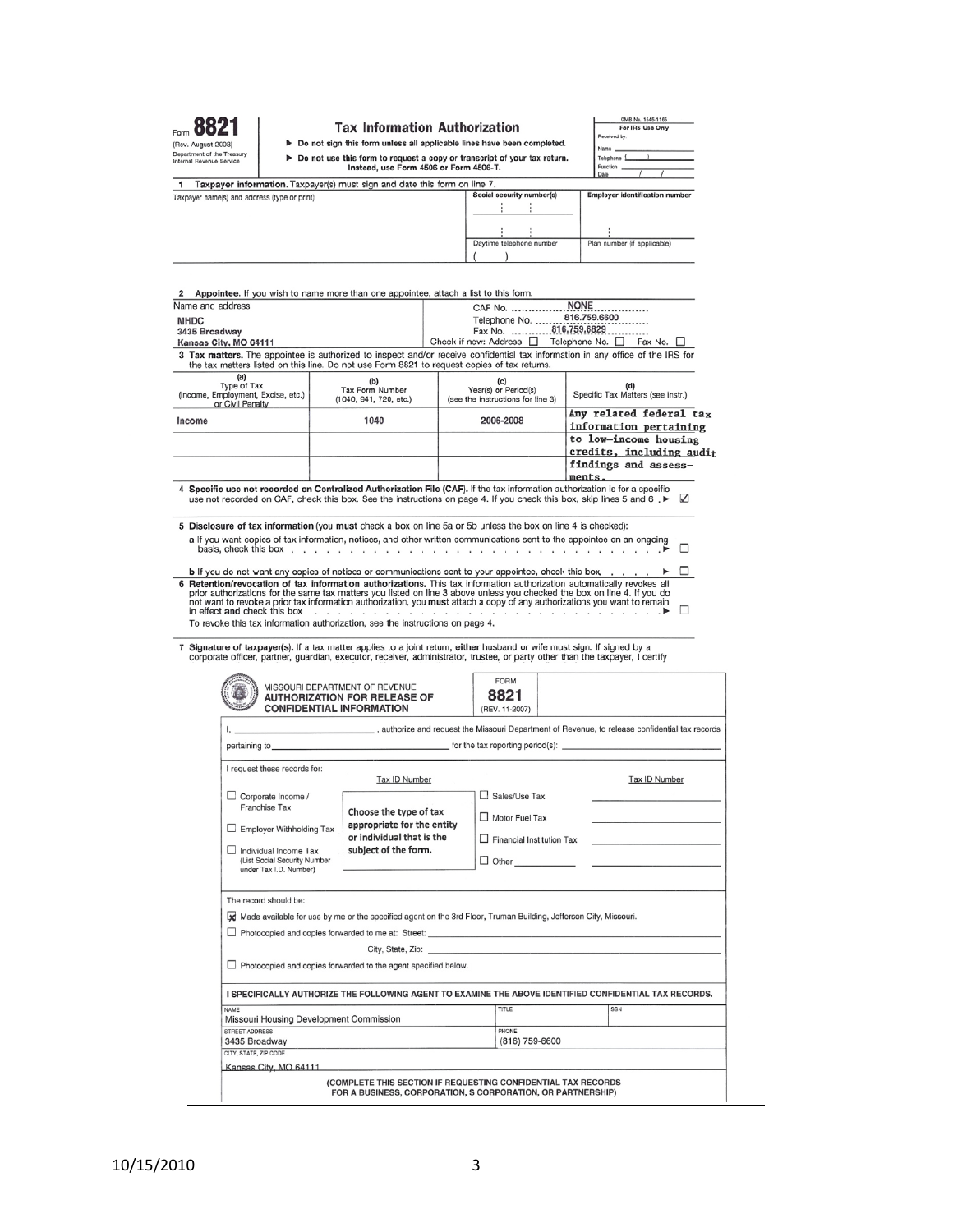Form **8821**
(Rev. August 2008)
Department of the Treasury
Internal Revenue Service

# Tax Information Authorization

► Do not sign this form unless all applicable lines have been completed.
► Do not use this form to request a copy or transcript of your tax return. Instead, use Form 4506 or Form 4506-T.

OMB No. 1545-1165
For IRS Use Only
Received by:
Name
Telephone ( )
Function
Date / /

**1 Taxpayer information.** Taxpayer(s) must sign and date this form on line 7.

| Taxpayer name(s) and address (type or print) | Social security number(s) | Employer identification number |
|---|---|---|
| | | |
| | Daytime telephone number ( ) | Plan number (if applicable) |

**2 Appointee.** If you wish to name more than one appointee, attach a list to this form.

| Name and address | |
|---|---|
| MHDC<br>3435 Broadway<br>Kansas City, MO 64111 | CAF No. NONE<br>Telephone No. 816.759.6600<br>Fax No. 816.759.6829<br>Check if new: Address ☐ Telephone No. ☐ Fax No. ☐ |

**3 Tax matters.** The appointee is authorized to inspect and/or receive confidential tax information in any office of the IRS for the tax matters listed on this line. Do not use Form 8821 to request copies of tax returns.

| (a) Type of Tax (Income, Employment, Excise, etc.) or Civil Penalty | (b) Tax Form Number (1040, 941, 720, etc.) | (c) Year(s) or Period(s) (see the instructions for line 3) | (d) Specific Tax Matters (see instr.) |
|---|---|---|---|
| Income | 1040 | 2006-2008 | Any related federal tax information pertaining to low-income housing credits, including audit findings and assessments. |
| | | | |
| | | | |

**4 Specific use not recorded on Centralized Authorization File (CAF).** If the tax information authorization is for a specific use not recorded on CAF, check this box. See the instructions on page 4. If you check this box, skip lines 5 and 6 . ► ☑

**5 Disclosure of tax information** (you **must** check a box on line 5a or 5b unless the box on line 4 is checked):

**a** If you want copies of tax information, notices, and other written communications sent to the appointee on an ongoing basis, check this box . . . . . ► ☐

**b** If you do not want any copies of notices or communications sent to your appointee, check this box . . . . . ► ☐

**6 Retention/revocation of tax information authorizations.** This tax information authorization automatically revokes all prior authorizations for the same tax matters you listed on line 3 above unless you checked the box on line 4. If you do not want to revoke a prior tax information authorization, you **must** attach a copy of any authorizations you want to remain in effect **and** check this box . . . . . ► ☐

To revoke this tax information authorization, see the instructions on page 4.

**7 Signature of taxpayer(s).** If a tax matter applies to a joint return, **either** husband or wife must sign. If signed by a corporate officer, partner, guardian, executor, receiver, administrator, trustee, or party other than the taxpayer, I certify

---

MISSOURI DEPARTMENT OF REVENUE
**AUTHORIZATION FOR RELEASE OF CONFIDENTIAL INFORMATION**

FORM **8821** (REV. 11-2007)

I, ______________________, authorize and request the Missouri Department of Revenue, to release confidential tax records pertaining to ______________________ for the tax reporting period(s): ______________________

I request these records for:

| | Tax ID Number | | Tax ID Number |
|---|---|---|---|
| ☐ Corporate Income / Franchise Tax | Choose the type of tax appropriate for the entity or individual that is the subject of the form. | ☐ Sales/Use Tax | |
| ☐ Employer Withholding Tax | | ☐ Motor Fuel Tax | |
| ☐ Individual Income Tax (List Social Security Number under Tax I.D. Number) | | ☐ Financial Institution Tax | |
| | | ☐ Other ________ | |

The record should be:

☒ Made available for use by me or the specified agent on the 3rd Floor, Truman Building, Jefferson City, Missouri.

☐ Photocopied and copies forwarded to me at: Street: ______________________
City, State, Zip: ______________________

☐ Photocopied and copies forwarded to the agent specified below.

**I SPECIFICALLY AUTHORIZE THE FOLLOWING AGENT TO EXAMINE THE ABOVE IDENTIFIED CONFIDENTIAL TAX RECORDS.**

| NAME | TITLE | SSN |
|---|---|---|
| Missouri Housing Development Commission | | |
| STREET ADDRESS<br>3435 Broadway | PHONE<br>(816) 759-6600 | |
| CITY, STATE, ZIP CODE<br>Kansas City, MO 64111 | | |

(COMPLETE THIS SECTION IF REQUESTING CONFIDENTIAL TAX RECORDS FOR A BUSINESS, CORPORATION, S CORPORATION, OR PARTNERSHIP)

10/15/2010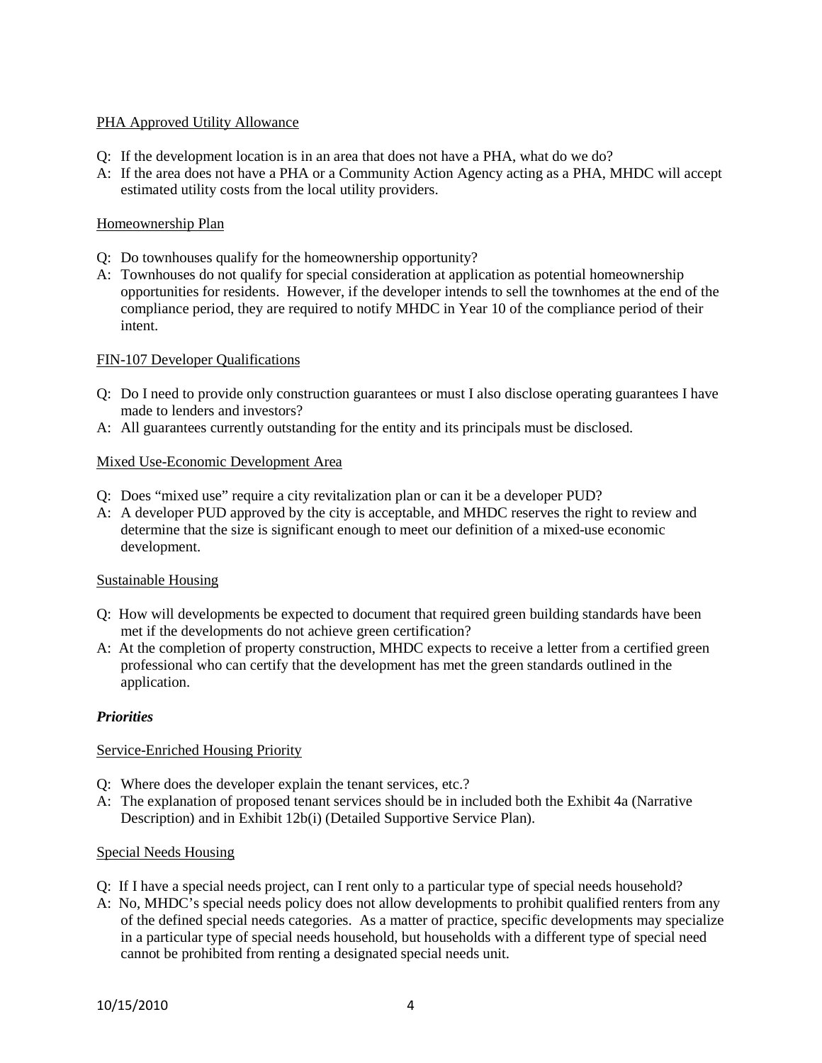PHA Approved Utility Allowance

Q: If the development location is in an area that does not have a PHA, what do we do?

A: If the area does not have a PHA or a Community Action Agency acting as a PHA, MHDC will accept estimated utility costs from the local utility providers.

Homeownership Plan

Q: Do townhouses qualify for the homeownership opportunity?

A: Townhouses do not qualify for special consideration at application as potential homeownership opportunities for residents. However, if the developer intends to sell the townhomes at the end of the compliance period, they are required to notify MHDC in Year 10 of the compliance period of their intent.

FIN-107 Developer Qualifications

Q: Do I need to provide only construction guarantees or must I also disclose operating guarantees I have made to lenders and investors?

A: All guarantees currently outstanding for the entity and its principals must be disclosed.

Mixed Use-Economic Development Area

Q: Does "mixed use" require a city revitalization plan or can it be a developer PUD?

A: A developer PUD approved by the city is acceptable, and MHDC reserves the right to review and determine that the size is significant enough to meet our definition of a mixed-use economic development.

Sustainable Housing

Q: How will developments be expected to document that required green building standards have been met if the developments do not achieve green certification?

A: At the completion of property construction, MHDC expects to receive a letter from a certified green professional who can certify that the development has met the green standards outlined in the application.

***Priorities***

Service-Enriched Housing Priority

Q: Where does the developer explain the tenant services, etc.?

A: The explanation of proposed tenant services should be in included both the Exhibit 4a (Narrative Description) and in Exhibit 12b(i) (Detailed Supportive Service Plan).

Special Needs Housing

Q: If I have a special needs project, can I rent only to a particular type of special needs household?

A: No, MHDC's special needs policy does not allow developments to prohibit qualified renters from any of the defined special needs categories. As a matter of practice, specific developments may specialize in a particular type of special needs household, but households with a different type of special need cannot be prohibited from renting a designated special needs unit.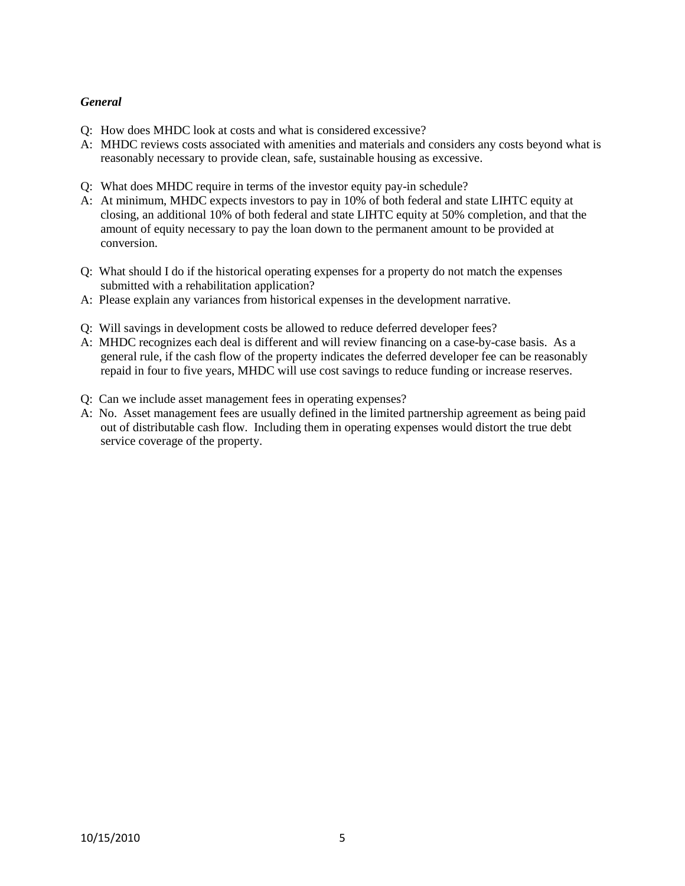***General***

Q: How does MHDC look at costs and what is considered excessive?
A: MHDC reviews costs associated with amenities and materials and considers any costs beyond what is reasonably necessary to provide clean, safe, sustainable housing as excessive.

Q: What does MHDC require in terms of the investor equity pay-in schedule?
A: At minimum, MHDC expects investors to pay in 10% of both federal and state LIHTC equity at closing, an additional 10% of both federal and state LIHTC equity at 50% completion, and that the amount of equity necessary to pay the loan down to the permanent amount to be provided at conversion.

Q: What should I do if the historical operating expenses for a property do not match the expenses submitted with a rehabilitation application?
A: Please explain any variances from historical expenses in the development narrative.

Q: Will savings in development costs be allowed to reduce deferred developer fees?
A: MHDC recognizes each deal is different and will review financing on a case-by-case basis. As a general rule, if the cash flow of the property indicates the deferred developer fee can be reasonably repaid in four to five years, MHDC will use cost savings to reduce funding or increase reserves.

Q: Can we include asset management fees in operating expenses?
A: No. Asset management fees are usually defined in the limited partnership agreement as being paid out of distributable cash flow. Including them in operating expenses would distort the true debt service coverage of the property.